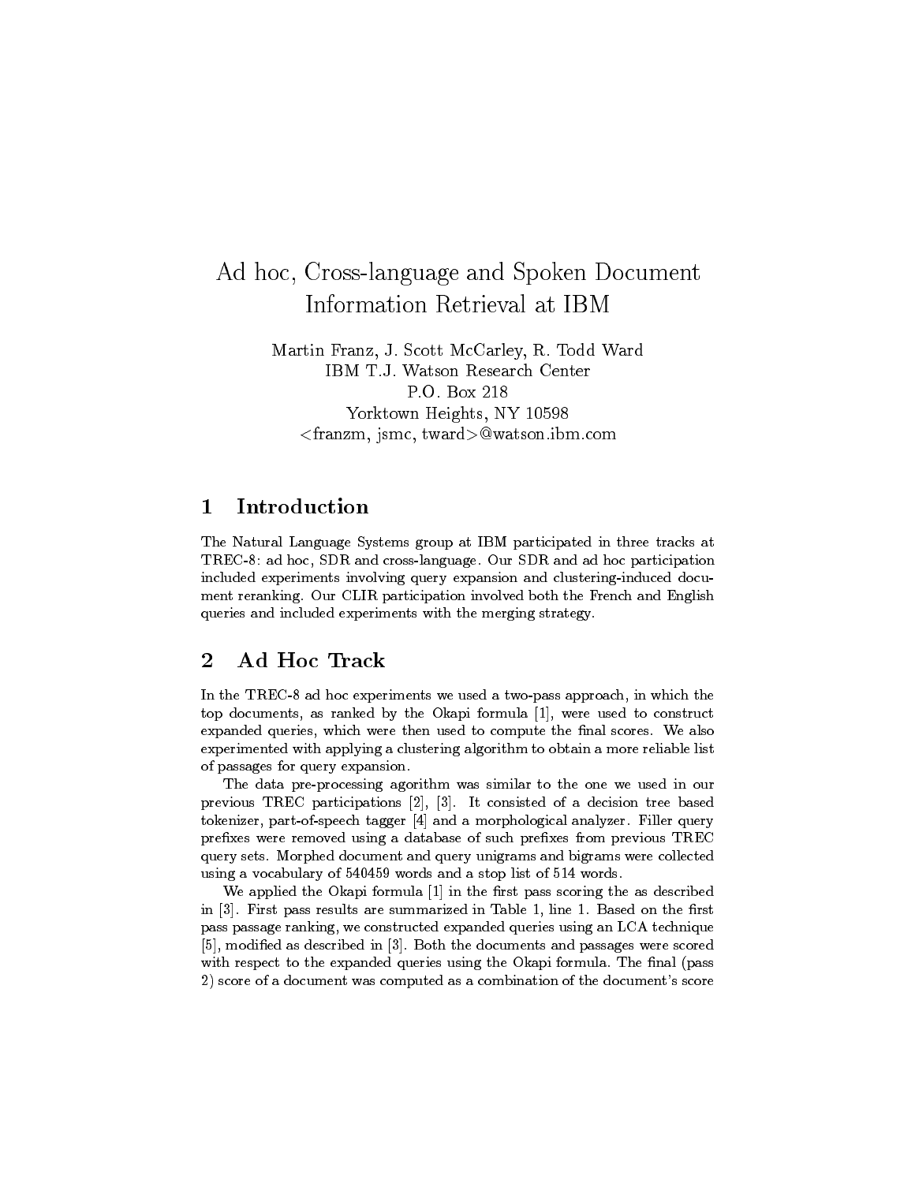# Ad hoc, Cross-language and Spoken Document Information Retrieval at IBM

Martin Franz, J. Scott McCarley, R. Todd Ward
IBM T.J. Watson Research Center
P.O. Box 218
Yorktown Heights, NY 10598
<franzm, jsmc, tward>@watson.ibm.com

## 1 Introduction

The Natural Language Systems group at IBM participated in three tracks at TREC-8: ad hoc, SDR and cross-language. Our SDR and ad hoc participation included experiments involving query expansion and clustering-induced document reranking. Our CLIR participation involved both the French and English queries and included experiments with the merging strategy.

## 2 Ad Hoc Track

In the TREC-8 ad hoc experiments we used a two-pass approach, in which the top documents, as ranked by the Okapi formula [1], were used to construct expanded queries, which were then used to compute the final scores. We also experimented with applying a clustering algorithm to obtain a more reliable list of passages for query expansion.

The data pre-processing agorithm was similar to the one we used in our previous TREC participations [2], [3]. It consisted of a decision tree based tokenizer, part-of-speech tagger [4] and a morphological analyzer. Filler query prefixes were removed using a database of such prefixes from previous TREC query sets. Morphed document and query unigrams and bigrams were collected using a vocabulary of 540459 words and a stop list of 514 words.

We applied the Okapi formula [1] in the first pass scoring the as described in [3]. First pass results are summarized in Table 1, line 1. Based on the first pass passage ranking, we constructed expanded queries using an LCA technique [5], modified as described in [3]. Both the documents and passages were scored with respect to the expanded queries using the Okapi formula. The final (pass 2) score of a document was computed as a combination of the document's score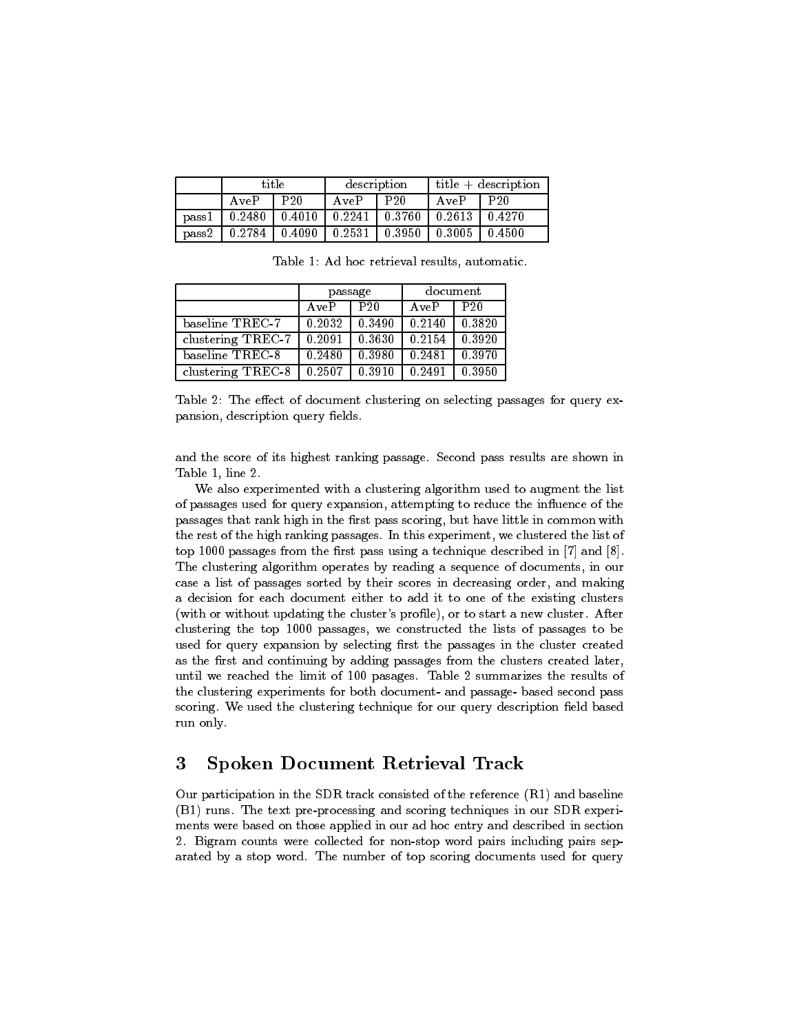| | title | | description | | title + description | |
|---|---|---|---|---|---|---|
| | AveP | P20 | AveP | P20 | AveP | P20 |
| pass1 | 0.2480 | 0.4010 | 0.2241 | 0.3760 | 0.2613 | 0.4270 |
| pass2 | 0.2784 | 0.4090 | 0.2531 | 0.3950 | 0.3005 | 0.4500 |

Table 1: Ad hoc retrieval results, automatic.

| | passage | | document | |
|---|---|---|---|---|
| | AveP | P20 | AveP | P20 |
| baseline TREC-7 | 0.2032 | 0.3490 | 0.2140 | 0.3820 |
| clustering TREC-7 | 0.2091 | 0.3630 | 0.2154 | 0.3920 |
| baseline TREC-8 | 0.2480 | 0.3980 | 0.2481 | 0.3970 |
| clustering TREC-8 | 0.2507 | 0.3910 | 0.2491 | 0.3950 |

Table 2: The effect of document clustering on selecting passages for query expansion, description query fields.

and the score of its highest ranking passage. Second pass results are shown in Table 1, line 2.

We also experimented with a clustering algorithm used to augment the list of passages used for query expansion, attempting to reduce the influence of the passages that rank high in the first pass scoring, but have little in common with the rest of the high ranking passages. In this experiment, we clustered the list of top 1000 passages from the first pass using a technique described in [7] and [8]. The clustering algorithm operates by reading a sequence of documents, in our case a list of passages sorted by their scores in decreasing order, and making a decision for each document either to add it to one of the existing clusters (with or without updating the cluster's profile), or to start a new cluster. After clustering the top 1000 passages, we constructed the lists of passages to be used for query expansion by selecting first the passages in the cluster created as the first and continuing by adding passages from the clusters created later, until we reached the limit of 100 pasages. Table 2 summarizes the results of the clustering experiments for both document- and passage- based second pass scoring. We used the clustering technique for our query description field based run only.

## 3 Spoken Document Retrieval Track

Our participation in the SDR track consisted of the reference (R1) and baseline (B1) runs. The text pre-processing and scoring techniques in our SDR experiments were based on those applied in our ad hoc entry and described in section 2. Bigram counts were collected for non-stop word pairs including pairs separated by a stop word. The number of top scoring documents used for query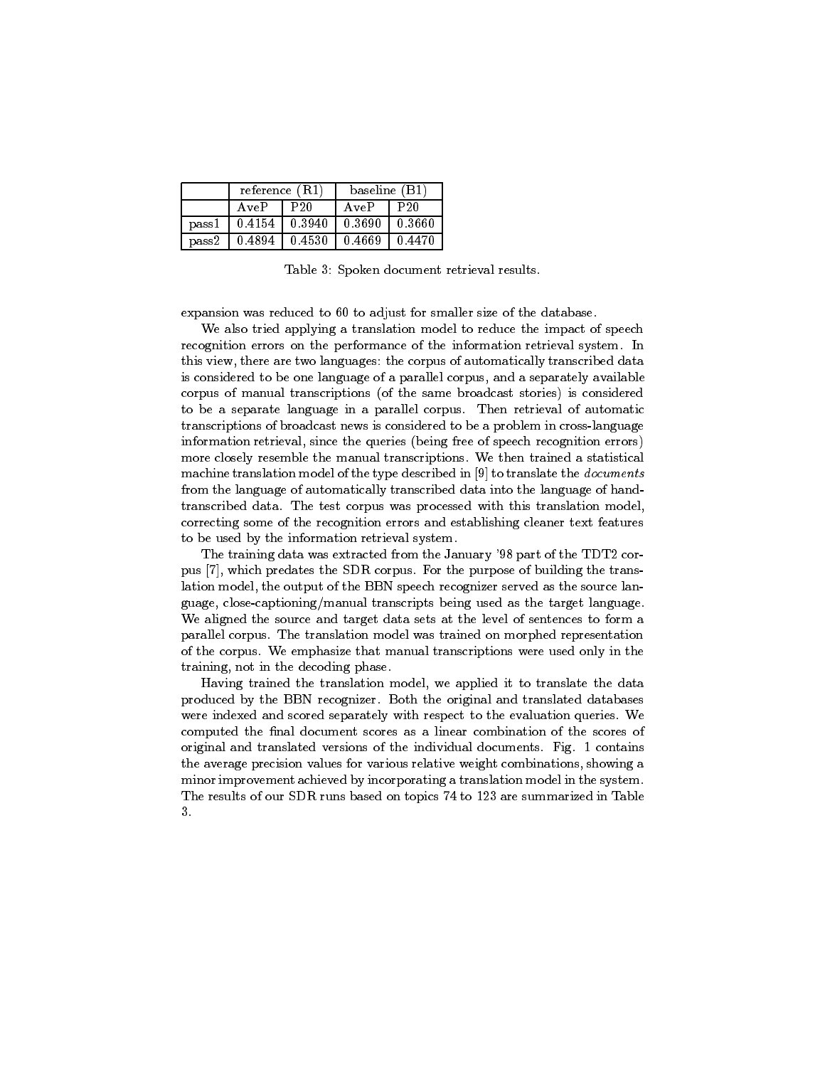| | reference (R1) | | baseline (B1) | |
|---|---|---|---|---|
| | AveP | P20 | AveP | P20 |
| pass1 | 0.4154 | 0.3940 | 0.3690 | 0.3660 |
| pass2 | 0.4894 | 0.4530 | 0.4669 | 0.4470 |

Table 3: Spoken document retrieval results.

expansion was reduced to 60 to adjust for smaller size of the database.

We also tried applying a translation model to reduce the impact of speech recognition errors on the performance of the information retrieval system. In this view, there are two languages: the corpus of automatically transcribed data is considered to be one language of a parallel corpus, and a separately available corpus of manual transcriptions (of the same broadcast stories) is considered to be a separate language in a parallel corpus. Then retrieval of automatic transcriptions of broadcast news is considered to be a problem in cross-language information retrieval, since the queries (being free of speech recognition errors) more closely resemble the manual transcriptions. We then trained a statistical machine translation model of the type described in [9] to translate the *documents* from the language of automatically transcribed data into the language of hand-transcribed data. The test corpus was processed with this translation model, correcting some of the recognition errors and establishing cleaner text features to be used by the information retrieval system.

The training data was extracted from the January '98 part of the TDT2 corpus [7], which predates the SDR corpus. For the purpose of building the translation model, the output of the BBN speech recognizer served as the source language, close-captioning/manual transcripts being used as the target language. We aligned the source and target data sets at the level of sentences to form a parallel corpus. The translation model was trained on morphed representation of the corpus. We emphasize that manual transcriptions were used only in the training, not in the decoding phase.

Having trained the translation model, we applied it to translate the data produced by the BBN recognizer. Both the original and translated databases were indexed and scored separately with respect to the evaluation queries. We computed the final document scores as a linear combination of the scores of original and translated versions of the individual documents. Fig. 1 contains the average precision values for various relative weight combinations, showing a minor improvement achieved by incorporating a translation model in the system. The results of our SDR runs based on topics 74 to 123 are summarized in Table 3.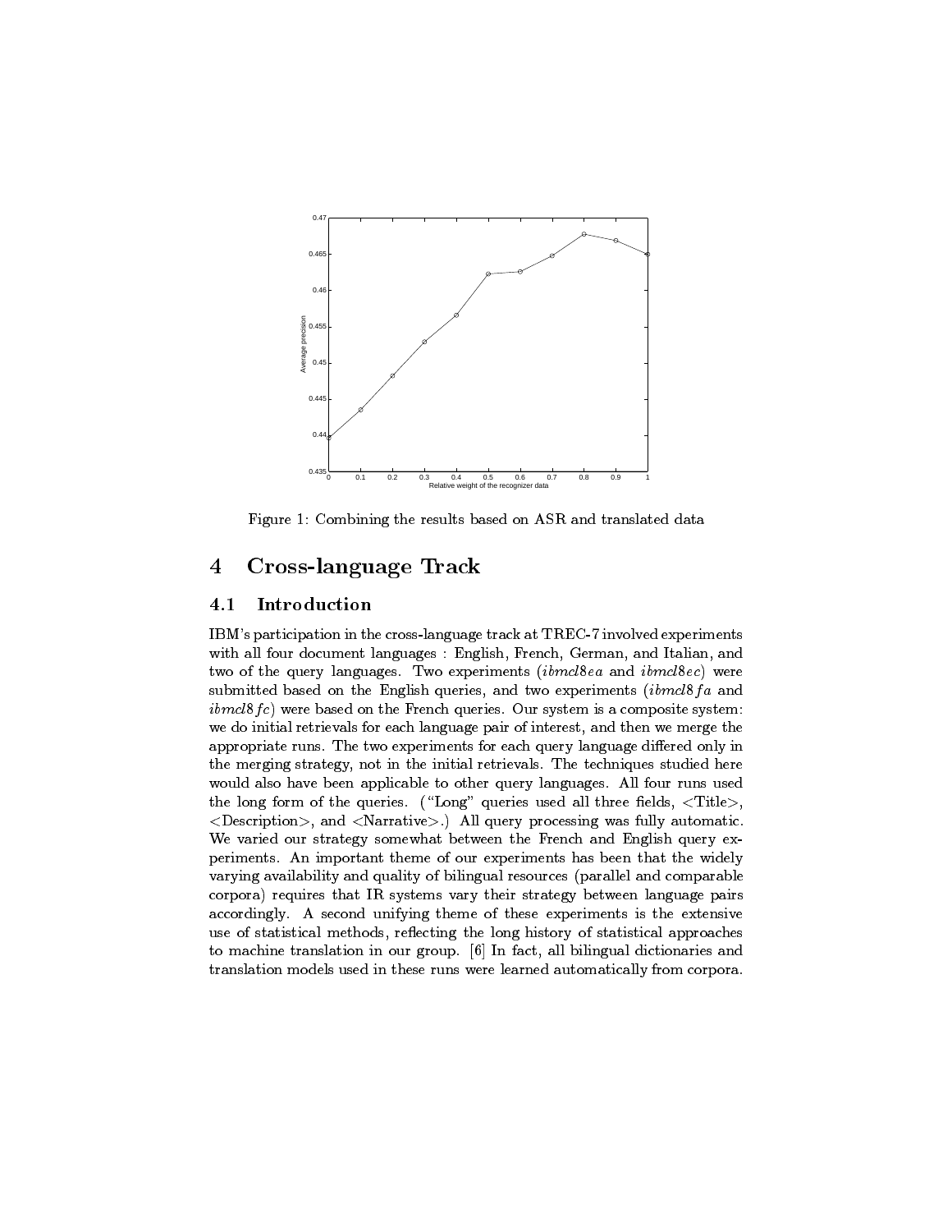Figure 1: Combining the results based on ASR and translated data

## 4 Cross-language Track

### 4.1 Introduction

IBM's participation in the cross-language track at TREC-7 involved experiments with all four document languages : English, French, German, and Italian, and two of the query languages. Two experiments (*ibmcl8ea* and *ibmcl8ec*) were submitted based on the English queries, and two experiments (*ibmcl8fa* and *ibmcl8fc*) were based on the French queries. Our system is a composite system: we do initial retrievals for each language pair of interest, and then we merge the appropriate runs. The two experiments for each query language differed only in the merging strategy, not in the initial retrievals. The techniques studied here would also have been applicable to other query languages. All four runs used the long form of the queries. ("Long" queries used all three fields, <Title>, <Description>, and <Narrative>.) All query processing was fully automatic. We varied our strategy somewhat between the French and English query experiments. An important theme of our experiments has been that the widely varying availability and quality of bilingual resources (parallel and comparable corpora) requires that IR systems vary their strategy between language pairs accordingly. A second unifying theme of these experiments is the extensive use of statistical methods, reflecting the long history of statistical approaches to machine translation in our group. [6] In fact, all bilingual dictionaries and translation models used in these runs were learned automatically from corpora.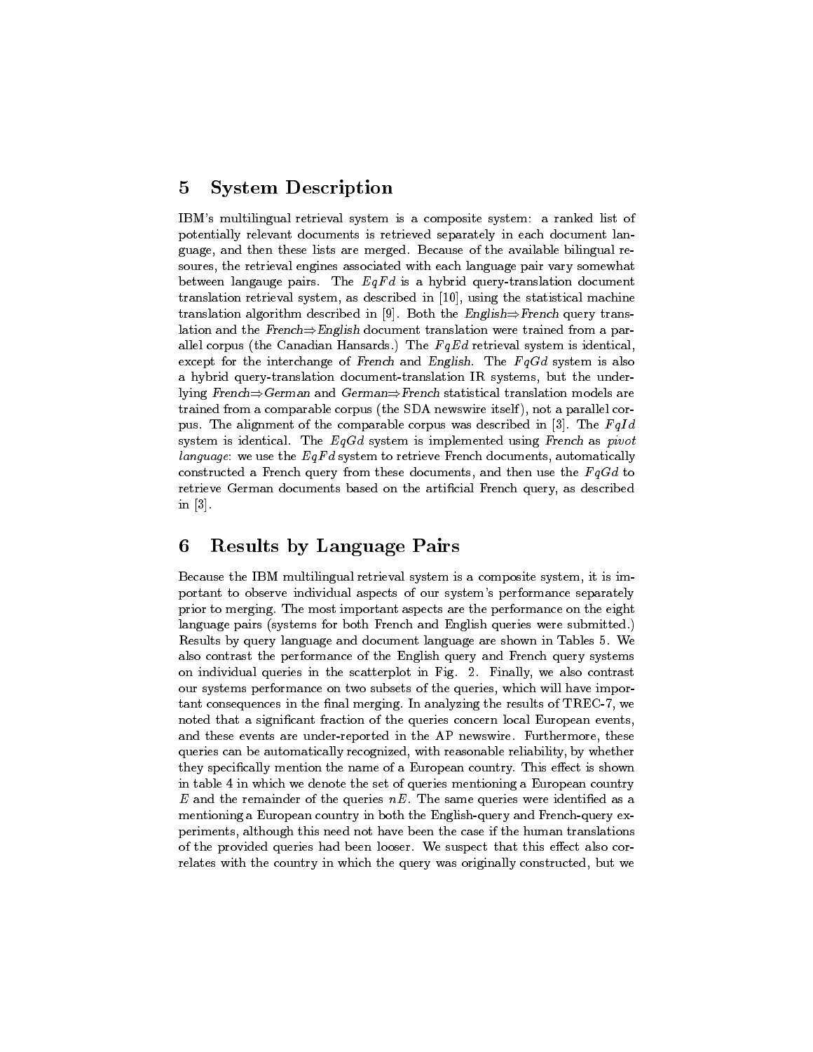## 5 System Description

IBM's multilingual retrieval system is a composite system: a ranked list of potentially relevant documents is retrieved separately in each document language, and then these lists are merged. Because of the available bilingual resoures, the retrieval engines associated with each language pair vary somewhat between langauge pairs. The $EqFd$ is a hybrid query-translation document translation retrieval system, as described in [10], using the statistical machine translation algorithm described in [9]. Both the *English⇒French* query translation and the *French⇒English* document translation were trained from a parallel corpus (the Canadian Hansards.) The $FqEd$ retrieval system is identical, except for the interchange of *French* and *English*. The $FqGd$ system is also a hybrid query-translation document-translation IR systems, but the underlying *French⇒German* and *German⇒French* statistical translation models are trained from a comparable corpus (the SDA newswire itself), not a parallel corpus. The alignment of the comparable corpus was described in [3]. The $FqId$ system is identical. The $EqGd$ system is implemented using *French* as *pivot language*: we use the $EqFd$ system to retrieve French documents, automatically constructed a French query from these documents, and then use the $FqGd$ to retrieve German documents based on the artificial French query, as described in [3].

## 6 Results by Language Pairs

Because the IBM multilingual retrieval system is a composite system, it is important to observe individual aspects of our system's performance separately prior to merging. The most important aspects are the performance on the eight language pairs (systems for both French and English queries were submitted.) Results by query language and document language are shown in Tables 5. We also contrast the performance of the English query and French query systems on individual queries in the scatterplot in Fig. 2. Finally, we also contrast our systems performance on two subsets of the queries, which will have important consequences in the final merging. In analyzing the results of TREC-7, we noted that a significant fraction of the queries concern local European events, and these events are under-reported in the AP newswire. Furthermore, these queries can be automatically recognized, with reasonable reliability, by whether they specifically mention the name of a European country. This effect is shown in table 4 in which we denote the set of queries mentioning a European country $E$ and the remainder of the queries $nE$. The same queries were identified as a mentioning a European country in both the English-query and French-query experiments, although this need not have been the case if the human translations of the provided queries had been looser. We suspect that this effect also correlates with the country in which the query was originally constructed, but we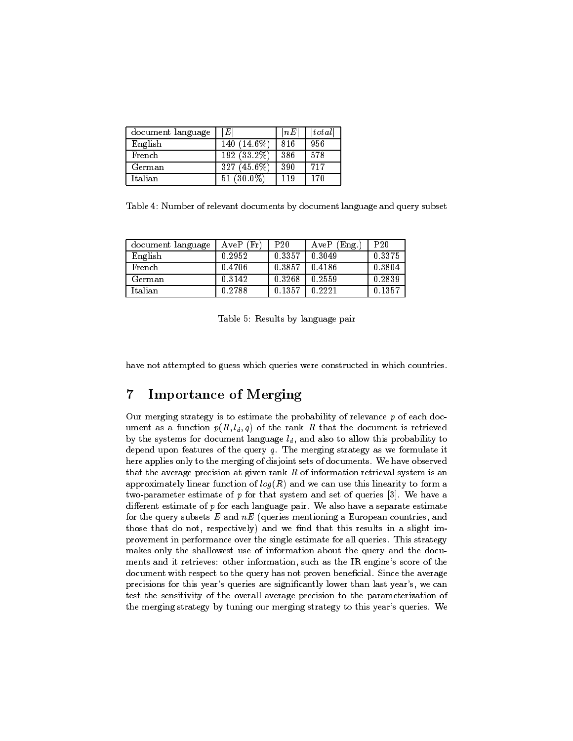| document language | $\|E\|$ | $\|nE\|$ | $\|total\|$ |
|---|---|---|---|
| English | 140 (14.6%) | 816 | 956 |
| French | 192 (33.2%) | 386 | 578 |
| German | 327 (45.6%) | 390 | 717 |
| Italian | 51 (30.0%) | 119 | 170 |

Table 4: Number of relevant documents by document language and query subset

| document language | AveP (Fr) | P20 | AveP (Eng.) | P20 |
|---|---|---|---|---|
| English | 0.2952 | 0.3357 | 0.3049 | 0.3375 |
| French | 0.4706 | 0.3857 | 0.4186 | 0.3804 |
| German | 0.3142 | 0.3268 | 0.2559 | 0.2839 |
| Italian | 0.2788 | 0.1357 | 0.2221 | 0.1357 |

Table 5: Results by language pair

have not attempted to guess which queries were constructed in which countries.

## 7 Importance of Merging

Our merging strategy is to estimate the probability of relevance $p$ of each document as a function $p(R, l_d, q)$ of the rank $R$ that the document is retrieved by the systems for document language $l_d$, and also to allow this probability to depend upon features of the query $q$. The merging strategy as we formulate it here applies only to the merging of disjoint sets of documents. We have observed that the average precision at given rank $R$ of information retrieval system is an approximately linear function of $log(R)$ and we can use this linearity to form a two-parameter estimate of $p$ for that system and set of queries [3]. We have a different estimate of $p$ for each language pair. We also have a separate estimate for the query subsets $E$ and $nE$ (queries mentioning a European countries, and those that do not, respectively) and we find that this results in a slight improvement in performance over the single estimate for all queries. This strategy makes only the shallowest use of information about the query and the documents and it retrieves: other information, such as the IR engine's score of the document with respect to the query has not proven beneficial. Since the average precisions for this year's queries are significantly lower than last year's, we can test the sensitivity of the overall average precision to the parameterization of the merging strategy by tuning our merging strategy to this year's queries. We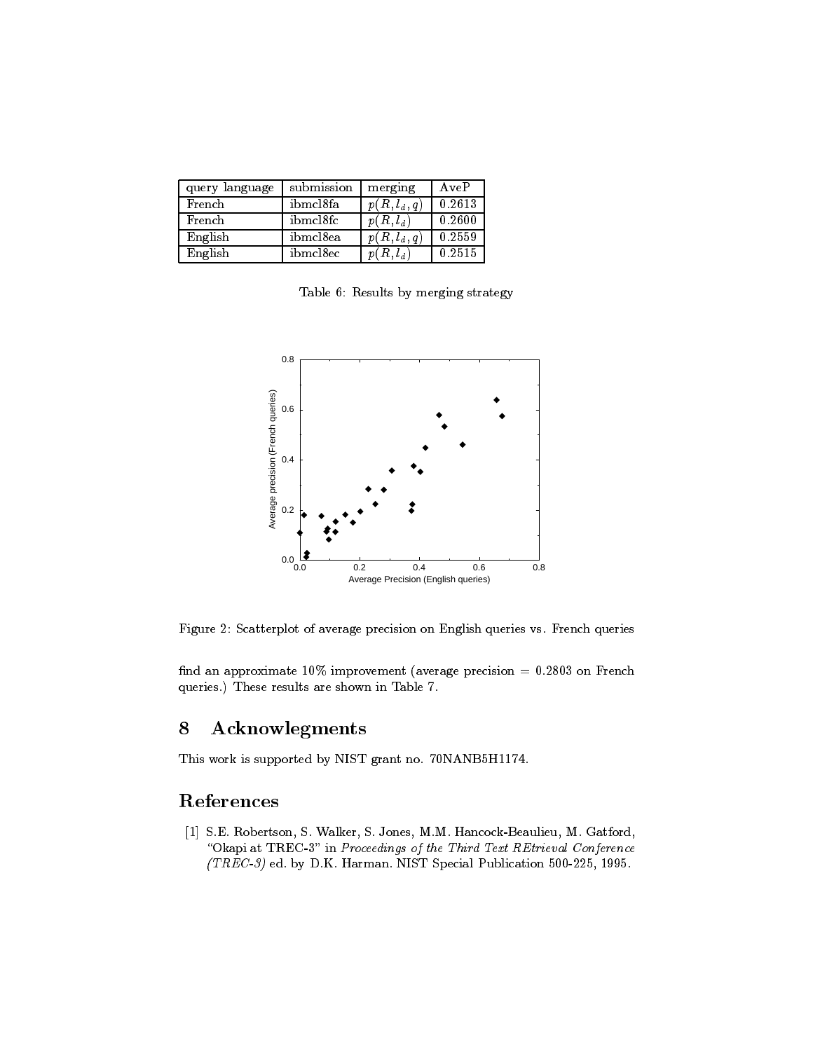| query language | submission | merging | AveP |
|---|---|---|---|
| French | ibmcl8fa | $p(R, l_d, q)$ | 0.2613 |
| French | ibmcl8fc | $p(R, l_d)$ | 0.2600 |
| English | ibmcl8ea | $p(R, l_d, q)$ | 0.2559 |
| English | ibmcl8ec | $p(R, l_d)$ | 0.2515 |

Table 6: Results by merging strategy

Figure 2: Scatterplot of average precision on English queries vs. French queries

find an approximate 10% improvement (average precision = 0.2803 on French queries.) These results are shown in Table 7.

## 8 Acknowlegments

This work is supported by NIST grant no. 70NANB5H1174.

## References

[1] S.E. Robertson, S. Walker, S. Jones, M.M. Hancock-Beaulieu, M. Gatford, "Okapi at TREC-3" in *Proceedings of the Third Text REtrieval Conference (TREC-3)* ed. by D.K. Harman. NIST Special Publication 500-225, 1995.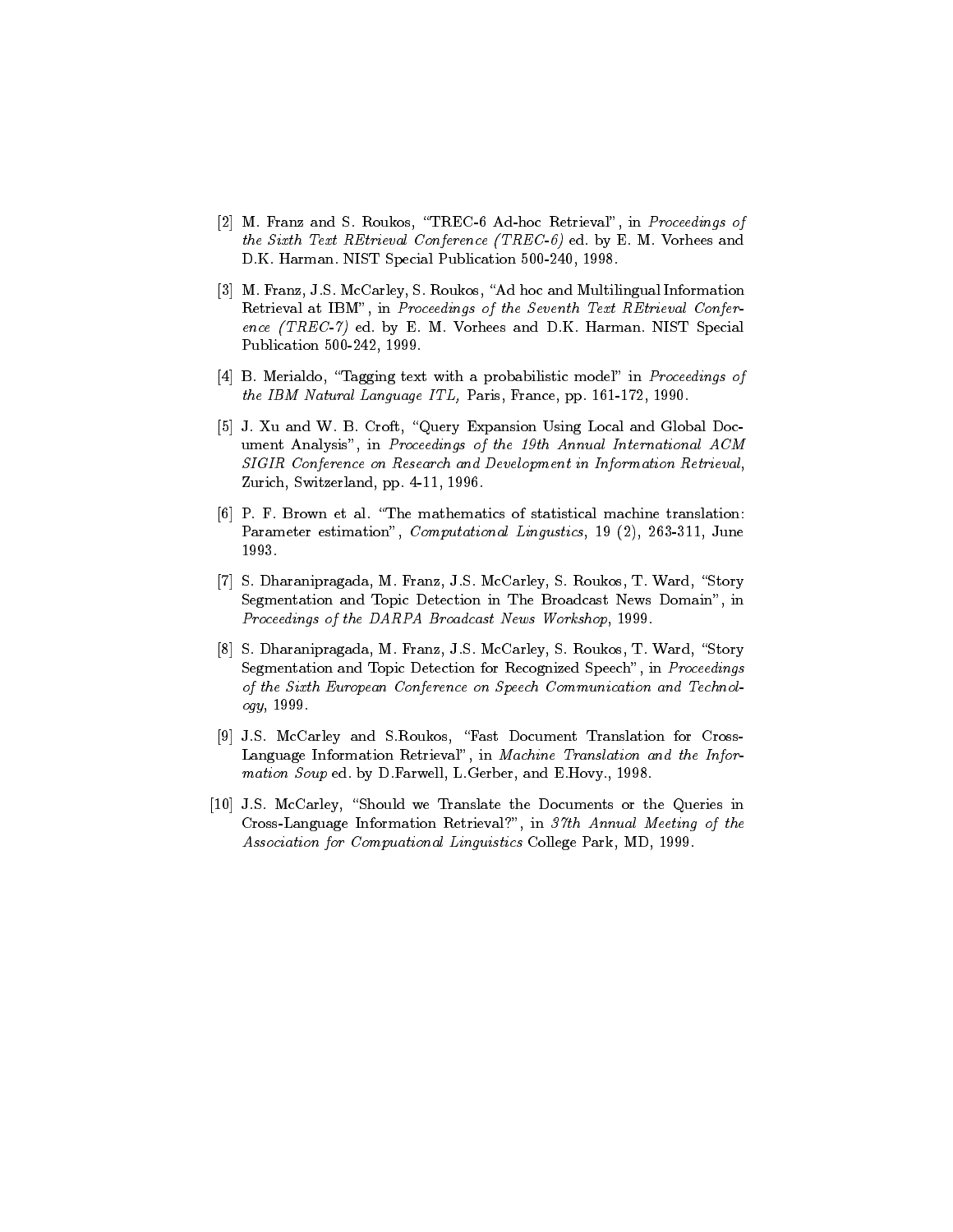[2] M. Franz and S. Roukos, "TREC-6 Ad-hoc Retrieval", in *Proceedings of the Sixth Text REtrieval Conference (TREC-6)* ed. by E. M. Vorhees and D.K. Harman. NIST Special Publication 500-240, 1998.

[3] M. Franz, J.S. McCarley, S. Roukos, "Ad hoc and Multilingual Information Retrieval at IBM", in *Proceedings of the Seventh Text REtrieval Conference (TREC-7)* ed. by E. M. Vorhees and D.K. Harman. NIST Special Publication 500-242, 1999.

[4] B. Merialdo, "Tagging text with a probabilistic model" in *Proceedings of the IBM Natural Language ITL,* Paris, France, pp. 161-172, 1990.

[5] J. Xu and W. B. Croft, "Query Expansion Using Local and Global Document Analysis", in *Proceedings of the 19th Annual International ACM SIGIR Conference on Research and Development in Information Retrieval*, Zurich, Switzerland, pp. 4-11, 1996.

[6] P. F. Brown et al. "The mathematics of statistical machine translation: Parameter estimation", *Computational Lingustics*, 19 (2), 263-311, June 1993.

[7] S. Dharanipragada, M. Franz, J.S. McCarley, S. Roukos, T. Ward, "Story Segmentation and Topic Detection in The Broadcast News Domain", in *Proceedings of the DARPA Broadcast News Workshop*, 1999.

[8] S. Dharanipragada, M. Franz, J.S. McCarley, S. Roukos, T. Ward, "Story Segmentation and Topic Detection for Recognized Speech", in *Proceedings of the Sixth European Conference on Speech Communication and Technology*, 1999.

[9] J.S. McCarley and S.Roukos, "Fast Document Translation for Cross-Language Information Retrieval", in *Machine Translation and the Information Soup* ed. by D.Farwell, L.Gerber, and E.Hovy., 1998.

[10] J.S. McCarley, "Should we Translate the Documents or the Queries in Cross-Language Information Retrieval?", in *37th Annual Meeting of the Association for Compuational Linguistics* College Park, MD, 1999.